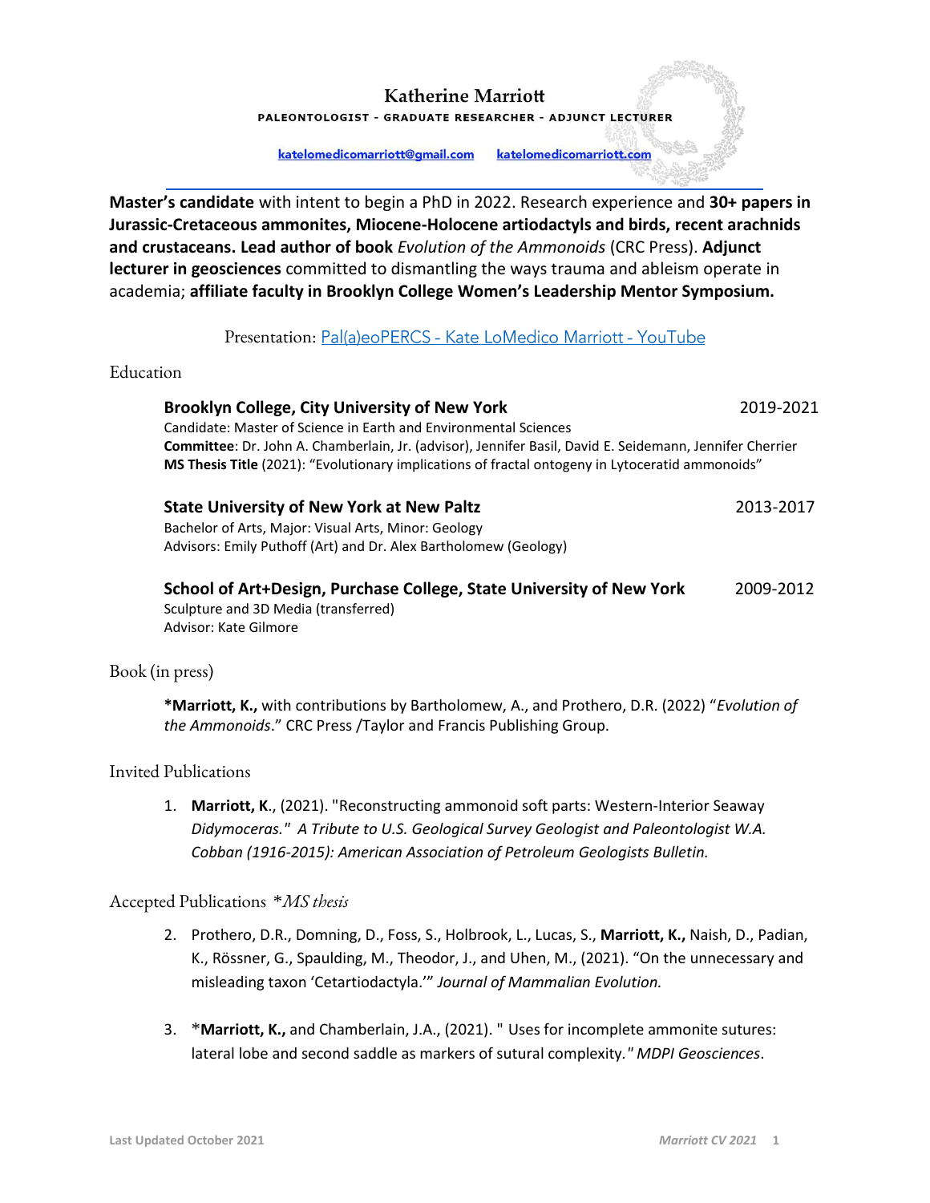# Katherine Marriott

**PALEONTOLOGIST - GRADUATE RESEARCHER - ADJUNCT LECTURER**

katelomedicomarriott@gmail.com katelomedicomarriott.com

**Master's candidate** with intent to begin a PhD in 2022. Research experience and **30+ papers in Jurassic-Cretaceous ammonites, Miocene-Holocene artiodactyls and birds, recent arachnids and crustaceans. Lead author of book** *Evolution of the Ammonoids* (CRC Press). **Adjunct lecturer in geosciences** committed to dismantling the ways trauma and ableism operate in academia; **affiliate faculty in Brooklyn College Women's Leadership Mentor Symposium.**

Presentation: Pal(a)eoPERCS - Kate LoMedico Marriott - YouTube

## Education

**Brooklyn College, City University of New York** 2019-2021
Candidate: Master of Science in Earth and Environmental Sciences
**Committee**: Dr. John A. Chamberlain, Jr. (advisor), Jennifer Basil, David E. Seidemann, Jennifer Cherrier
**MS Thesis Title** (2021): "Evolutionary implications of fractal ontogeny in Lytoceratid ammonoids"

**State University of New York at New Paltz** 2013-2017
Bachelor of Arts, Major: Visual Arts, Minor: Geology
Advisors: Emily Puthoff (Art) and Dr. Alex Bartholomew (Geology)

**School of Art+Design, Purchase College, State University of New York** 2009-2012
Sculpture and 3D Media (transferred)
Advisor: Kate Gilmore

## Book (in press)

**\*Marriott, K.,** with contributions by Bartholomew, A., and Prothero, D.R. (2022) "*Evolution of the Ammonoids*." CRC Press /Taylor and Francis Publishing Group.

## Invited Publications

1. **Marriott, K**., (2021). "Reconstructing ammonoid soft parts: Western-Interior Seaway *Didymoceras." A Tribute to U.S. Geological Survey Geologist and Paleontologist W.A. Cobban (1916-2015): American Association of Petroleum Geologists Bulletin.*

## Accepted Publications *\*MS thesis*

2. Prothero, D.R., Domning, D., Foss, S., Holbrook, L., Lucas, S., **Marriott, K.,** Naish, D., Padian, K., Rössner, G., Spaulding, M., Theodor, J., and Uhen, M., (2021). "On the unnecessary and misleading taxon 'Cetartiodactyla.'" *Journal of Mammalian Evolution.*

3. \***Marriott, K.,** and Chamberlain, J.A., (2021). " Uses for incomplete ammonite sutures: lateral lobe and second saddle as markers of sutural complexity." *MDPI Geosciences*.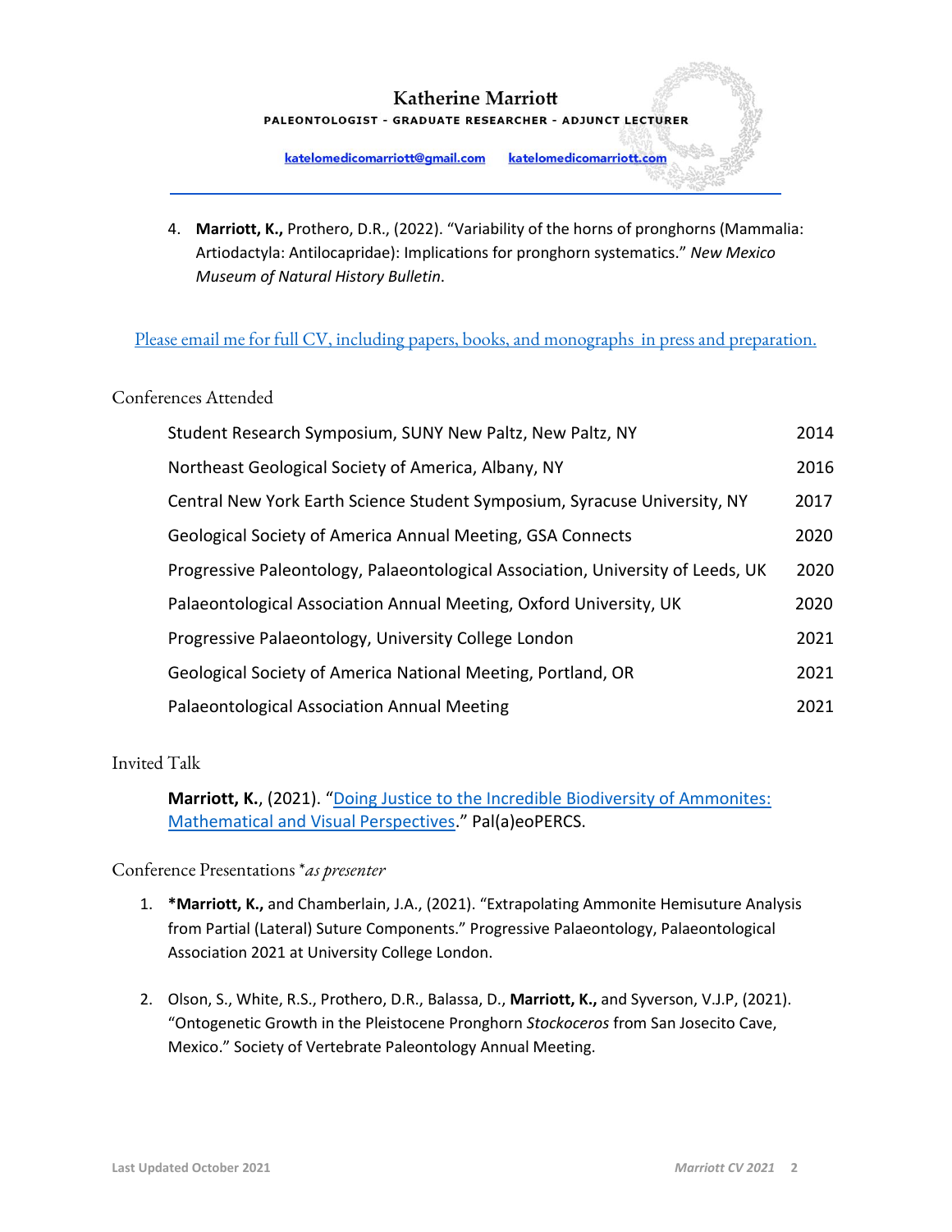4. **Marriott, K.,** Prothero, D.R., (2022). "Variability of the horns of pronghorns (Mammalia: Artiodactyla: Antilocapridae): Implications for pronghorn systematics." *New Mexico Museum of Natural History Bulletin*.

Please email me for full CV, including papers, books, and monographs in press and preparation.

## Conferences Attended

| Conference | Year |
| --- | --- |
| Student Research Symposium, SUNY New Paltz, New Paltz, NY | 2014 |
| Northeast Geological Society of America, Albany, NY | 2016 |
| Central New York Earth Science Student Symposium, Syracuse University, NY | 2017 |
| Geological Society of America Annual Meeting, GSA Connects | 2020 |
| Progressive Paleontology, Palaeontological Association, University of Leeds, UK | 2020 |
| Palaeontological Association Annual Meeting, Oxford University, UK | 2020 |
| Progressive Palaeontology, University College London | 2021 |
| Geological Society of America National Meeting, Portland, OR | 2021 |
| Palaeontological Association Annual Meeting | 2021 |

## Invited Talk

**Marriott, K.**, (2021). "Doing Justice to the Incredible Biodiversity of Ammonites: Mathematical and Visual Perspectives." Pal(a)eoPERCS.

## Conference Presentations **as presenter*

1. ***Marriott, K.,** and Chamberlain, J.A., (2021). "Extrapolating Ammonite Hemisuture Analysis from Partial (Lateral) Suture Components." Progressive Palaeontology, Palaeontological Association 2021 at University College London.

2. Olson, S., White, R.S., Prothero, D.R., Balassa, D., **Marriott, K.,** and Syverson, V.J.P, (2021). "Ontogenetic Growth in the Pleistocene Pronghorn *Stockoceros* from San Josecito Cave, Mexico." Society of Vertebrate Paleontology Annual Meeting.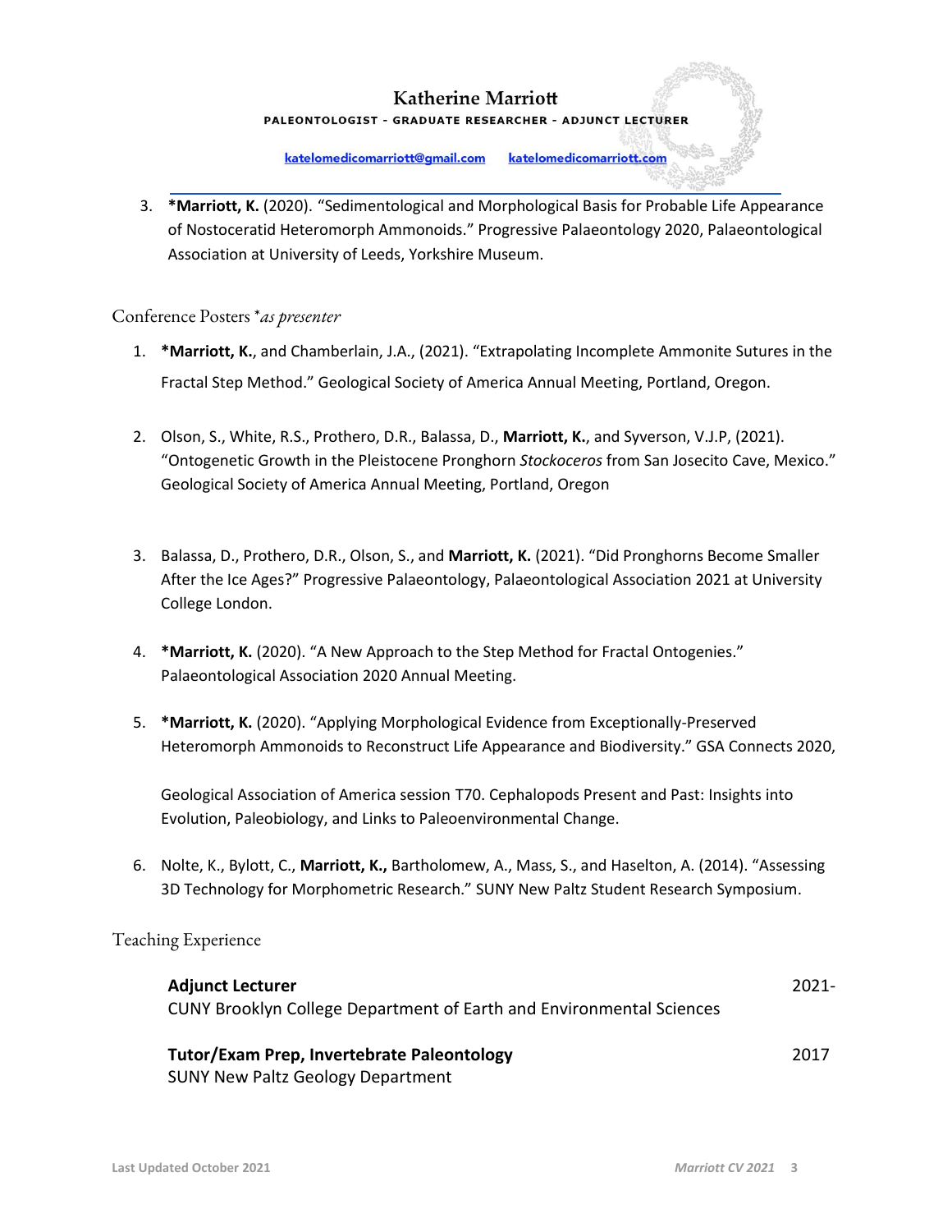3. ***Marriott, K.** (2020). “Sedimentological and Morphological Basis for Probable Life Appearance of Nostoceratid Heteromorph Ammonoids.” Progressive Palaeontology 2020, Palaeontological Association at University of Leeds, Yorkshire Museum.

## Conference Posters **as presenter*

1. ***Marriott, K.**, and Chamberlain, J.A., (2021). “Extrapolating Incomplete Ammonite Sutures in the Fractal Step Method.” Geological Society of America Annual Meeting, Portland, Oregon.

2. Olson, S., White, R.S., Prothero, D.R., Balassa, D., **Marriott, K.**, and Syverson, V.J.P, (2021). “Ontogenetic Growth in the Pleistocene Pronghorn *Stockoceros* from San Josecito Cave, Mexico.” Geological Society of America Annual Meeting, Portland, Oregon

3. Balassa, D., Prothero, D.R., Olson, S., and **Marriott, K.** (2021). “Did Pronghorns Become Smaller After the Ice Ages?” Progressive Palaeontology, Palaeontological Association 2021 at University College London.

4. ***Marriott, K.** (2020). “A New Approach to the Step Method for Fractal Ontogenies.” Palaeontological Association 2020 Annual Meeting.

5. ***Marriott, K.** (2020). “Applying Morphological Evidence from Exceptionally-Preserved Heteromorph Ammonoids to Reconstruct Life Appearance and Biodiversity.” GSA Connects 2020,

   Geological Association of America session T70. Cephalopods Present and Past: Insights into Evolution, Paleobiology, and Links to Paleoenvironmental Change.

6. Nolte, K., Bylott, C., **Marriott, K.,** Bartholomew, A., Mass, S., and Haselton, A. (2014). “Assessing 3D Technology for Morphometric Research.” SUNY New Paltz Student Research Symposium.

## Teaching Experience

**Adjunct Lecturer** — 2021-
CUNY Brooklyn College Department of Earth and Environmental Sciences

**Tutor/Exam Prep, Invertebrate Paleontology** — 2017
SUNY New Paltz Geology Department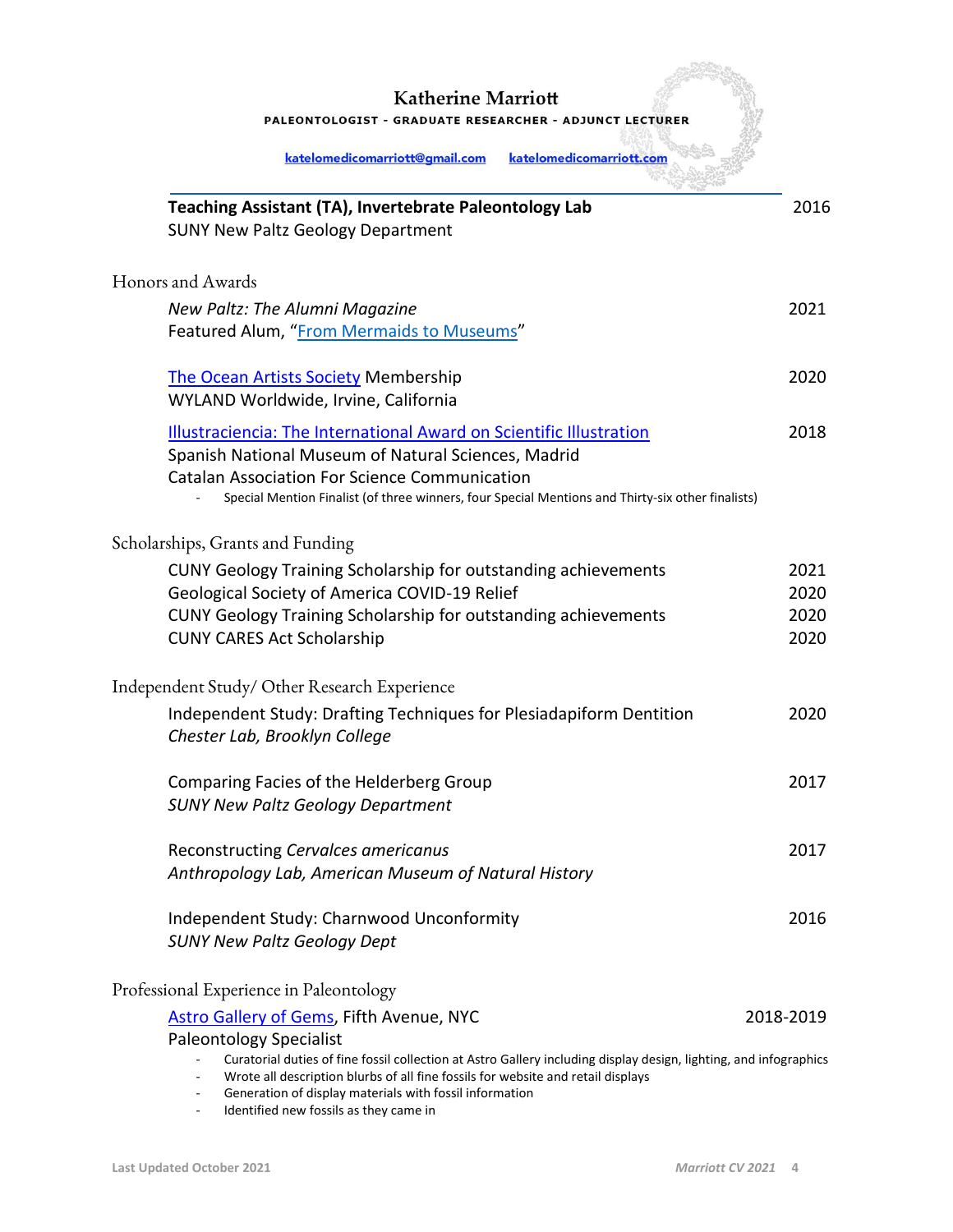**Teaching Assistant (TA), Invertebrate Paleontology Lab** 2016
SUNY New Paltz Geology Department

## Honors and Awards

*New Paltz: The Alumni Magazine* 2021
Featured Alum, "From Mermaids to Museums"

The Ocean Artists Society Membership 2020
WYLAND Worldwide, Irvine, California

Illustraciencia: The International Award on Scientific Illustration 2018
Spanish National Museum of Natural Sciences, Madrid
Catalan Association For Science Communication

- Special Mention Finalist (of three winners, four Special Mentions and Thirty-six other finalists)

## Scholarships, Grants and Funding

CUNY Geology Training Scholarship for outstanding achievements 2021
Geological Society of America COVID-19 Relief 2020
CUNY Geology Training Scholarship for outstanding achievements 2020
CUNY CARES Act Scholarship 2020

## Independent Study/ Other Research Experience

Independent Study: Drafting Techniques for Plesiadapiform Dentition 2020
*Chester Lab, Brooklyn College*

Comparing Facies of the Helderberg Group 2017
*SUNY New Paltz Geology Department*

Reconstructing *Cervalces americanus* 2017
*Anthropology Lab, American Museum of Natural History*

Independent Study: Charnwood Unconformity 2016
*SUNY New Paltz Geology Dept*

## Professional Experience in Paleontology

Astro Gallery of Gems, Fifth Avenue, NYC 2018-2019
Paleontology Specialist

- Curatorial duties of fine fossil collection at Astro Gallery including display design, lighting, and infographics
- Wrote all description blurbs of all fine fossils for website and retail displays
- Generation of display materials with fossil information
- Identified new fossils as they came in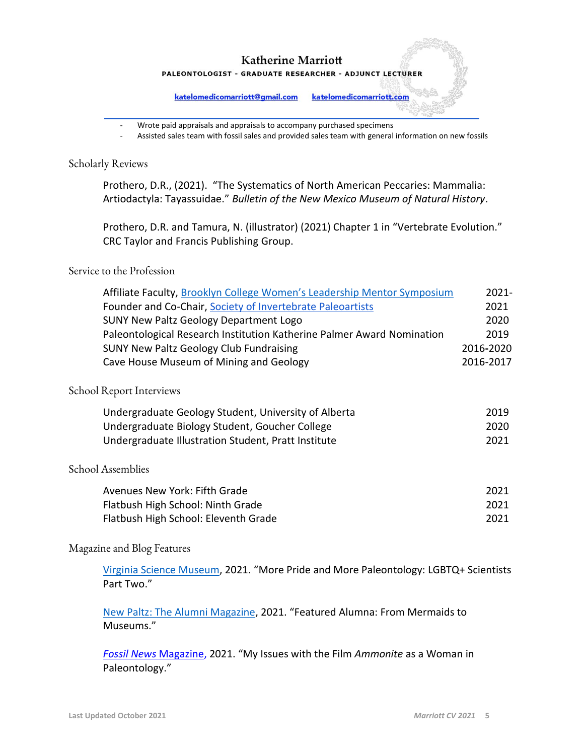- Wrote paid appraisals and appraisals to accompany purchased specimens
- Assisted sales team with fossil sales and provided sales team with general information on new fossils

## Scholarly Reviews

Prothero, D.R., (2021). "The Systematics of North American Peccaries: Mammalia: Artiodactyla: Tayassuidae." *Bulletin of the New Mexico Museum of Natural History*.

Prothero, D.R. and Tamura, N. (illustrator) (2021) Chapter 1 in "Vertebrate Evolution." CRC Taylor and Francis Publishing Group.

## Service to the Profession

| | |
|---|---|
| Affiliate Faculty, Brooklyn College Women's Leadership Mentor Symposium | 2021- |
| Founder and Co-Chair, Society of Invertebrate Paleoartists | 2021 |
| SUNY New Paltz Geology Department Logo | 2020 |
| Paleontological Research Institution Katherine Palmer Award Nomination | 2019 |
| SUNY New Paltz Geology Club Fundraising | 2016-2020 |
| Cave House Museum of Mining and Geology | 2016-2017 |

## School Report Interviews

| | |
|---|---|
| Undergraduate Geology Student, University of Alberta | 2019 |
| Undergraduate Biology Student, Goucher College | 2020 |
| Undergraduate Illustration Student, Pratt Institute | 2021 |

## School Assemblies

| | |
|---|---|
| Avenues New York: Fifth Grade | 2021 |
| Flatbush High School: Ninth Grade | 2021 |
| Flatbush High School: Eleventh Grade | 2021 |

## Magazine and Blog Features

Virginia Science Museum, 2021. "More Pride and More Paleontology: LGBTQ+ Scientists Part Two."

New Paltz: The Alumni Magazine, 2021. "Featured Alumna: From Mermaids to Museums."

*Fossil News* Magazine, 2021. "My Issues with the Film *Ammonite* as a Woman in Paleontology."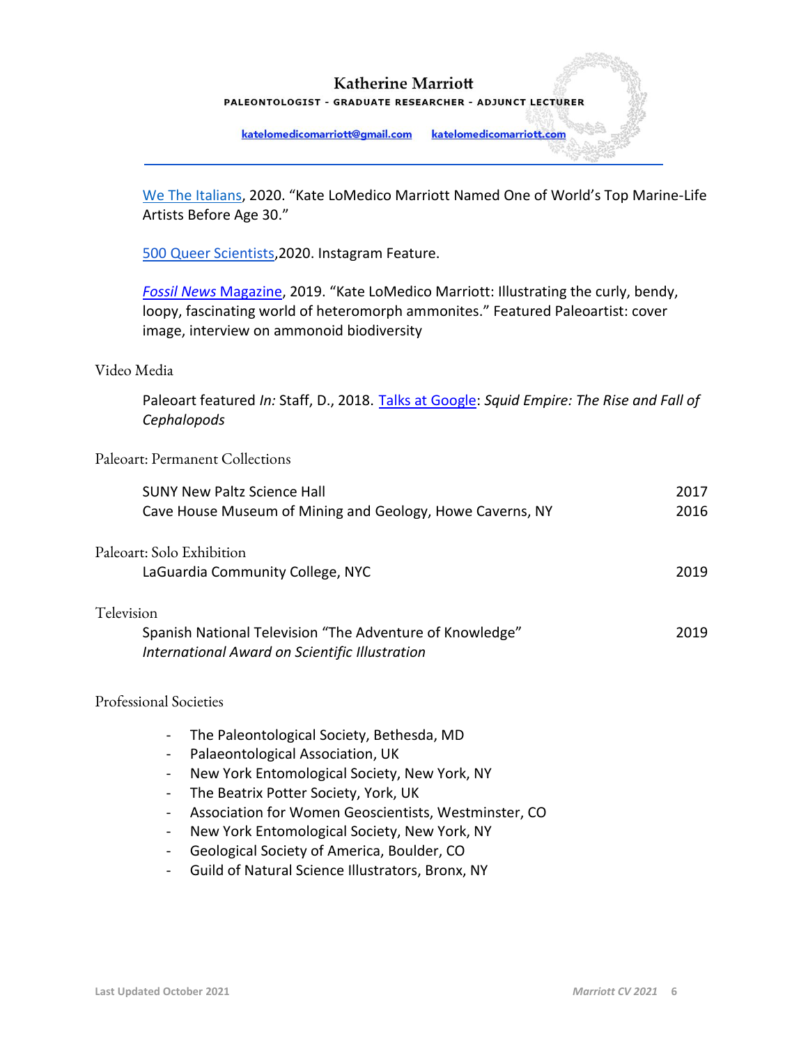# Katherine Marriott

**PALEONTOLOGIST - GRADUATE RESEARCHER - ADJUNCT LECTURER**

**katelomedicomarriott@gmail.com** **katelomedicomarriott.com**

We The Italians, 2020. "Kate LoMedico Marriott Named One of World's Top Marine-Life Artists Before Age 30."

500 Queer Scientists,2020. Instagram Feature.

*Fossil News* Magazine, 2019. "Kate LoMedico Marriott: Illustrating the curly, bendy, loopy, fascinating world of heteromorph ammonites." Featured Paleoartist: cover image, interview on ammonoid biodiversity

## Video Media

Paleoart featured *In:* Staff, D., 2018. Talks at Google: *Squid Empire: The Rise and Fall of Cephalopods*

## Paleoart: Permanent Collections

SUNY New Paltz Science Hall — 2017
Cave House Museum of Mining and Geology, Howe Caverns, NY — 2016

## Paleoart: Solo Exhibition

LaGuardia Community College, NYC — 2019

## Television

Spanish National Television "The Adventure of Knowledge" — 2019
*International Award on Scientific Illustration*

## Professional Societies

- The Paleontological Society, Bethesda, MD
- Palaeontological Association, UK
- New York Entomological Society, New York, NY
- The Beatrix Potter Society, York, UK
- Association for Women Geoscientists, Westminster, CO
- New York Entomological Society, New York, NY
- Geological Society of America, Boulder, CO
- Guild of Natural Science Illustrators, Bronx, NY